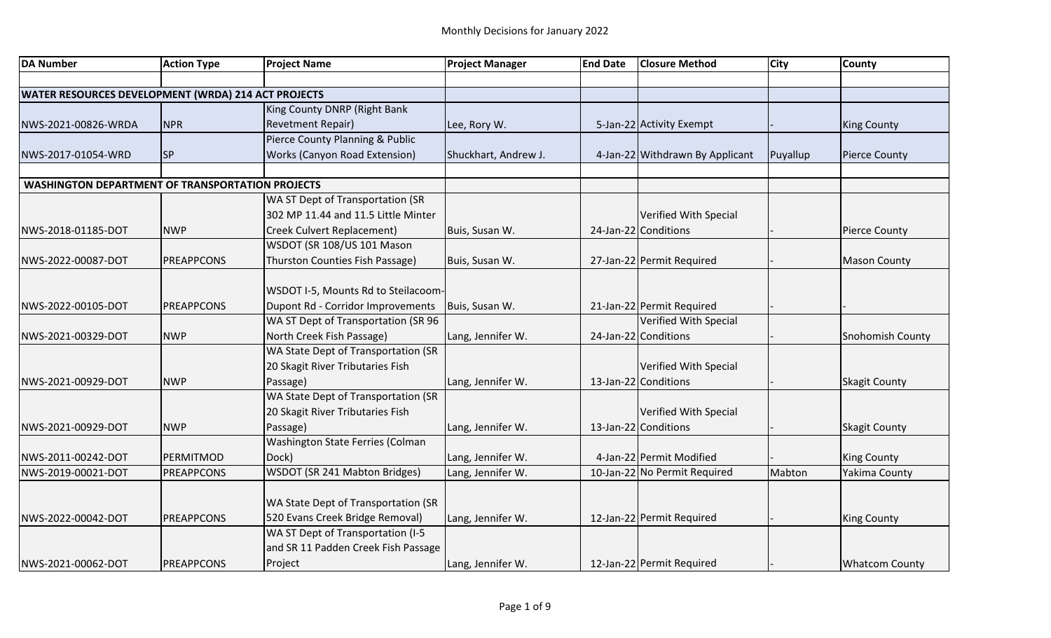# Monthly Decisions for January 2022

| DA Number | Action Type | Project Name | Project Manager | End Date | Closure Method | City | County |
|---|---|---|---|---|---|---|---|
| | | | | | | | |
| **WATER RESOURCES DEVELOPMENT (WRDA) 214 ACT PROJECTS** | | | | | | | |
| NWS-2021-00826-WRDA | NPR | King County DNRP (Right Bank Revetment Repair) | Lee, Rory W. | 5-Jan-22 | Activity Exempt | - | King County |
| NWS-2017-01054-WRD | SP | Pierce County Planning & Public Works (Canyon Road Extension) | Shuckhart, Andrew J. | 4-Jan-22 | Withdrawn By Applicant | Puyallup | Pierce County |
| | | | | | | | |
| **WASHINGTON DEPARTMENT OF TRANSPORTATION PROJECTS** | | | | | | | |
| NWS-2018-01185-DOT | NWP | WA ST Dept of Transportation (SR 302 MP 11.44 and 11.5 Little Minter Creek Culvert Replacement) | Buis, Susan W. | 24-Jan-22 | Verified With Special Conditions | - | Pierce County |
| NWS-2022-00087-DOT | PREAPPCONS | WSDOT (SR 108/US 101 Mason Thurston Counties Fish Passage) | Buis, Susan W. | 27-Jan-22 | Permit Required | - | Mason County |
| NWS-2022-00105-DOT | PREAPPCONS | WSDOT I-5, Mounts Rd to Steilacoom-Dupont Rd - Corridor Improvements | Buis, Susan W. | 21-Jan-22 | Permit Required | - | - |
| NWS-2021-00329-DOT | NWP | WA ST Dept of Transportation (SR 96 North Creek Fish Passage) | Lang, Jennifer W. | 24-Jan-22 | Verified With Special Conditions | - | Snohomish County |
| NWS-2021-00929-DOT | NWP | WA State Dept of Transportation (SR 20 Skagit River Tributaries Fish Passage) | Lang, Jennifer W. | 13-Jan-22 | Verified With Special Conditions | - | Skagit County |
| NWS-2021-00929-DOT | NWP | WA State Dept of Transportation (SR 20 Skagit River Tributaries Fish Passage) | Lang, Jennifer W. | 13-Jan-22 | Verified With Special Conditions | - | Skagit County |
| NWS-2011-00242-DOT | PERMITMOD | Washington State Ferries (Colman Dock) | Lang, Jennifer W. | 4-Jan-22 | Permit Modified | - | King County |
| NWS-2019-00021-DOT | PREAPPCONS | WSDOT (SR 241 Mabton Bridges) | Lang, Jennifer W. | 10-Jan-22 | No Permit Required | Mabton | Yakima County |
| NWS-2022-00042-DOT | PREAPPCONS | WA State Dept of Transportation (SR 520 Evans Creek Bridge Removal) | Lang, Jennifer W. | 12-Jan-22 | Permit Required | - | King County |
| NWS-2021-00062-DOT | PREAPPCONS | WA ST Dept of Transportation (I-5 and SR 11 Padden Creek Fish Passage Project | Lang, Jennifer W. | 12-Jan-22 | Permit Required | - | Whatcom County |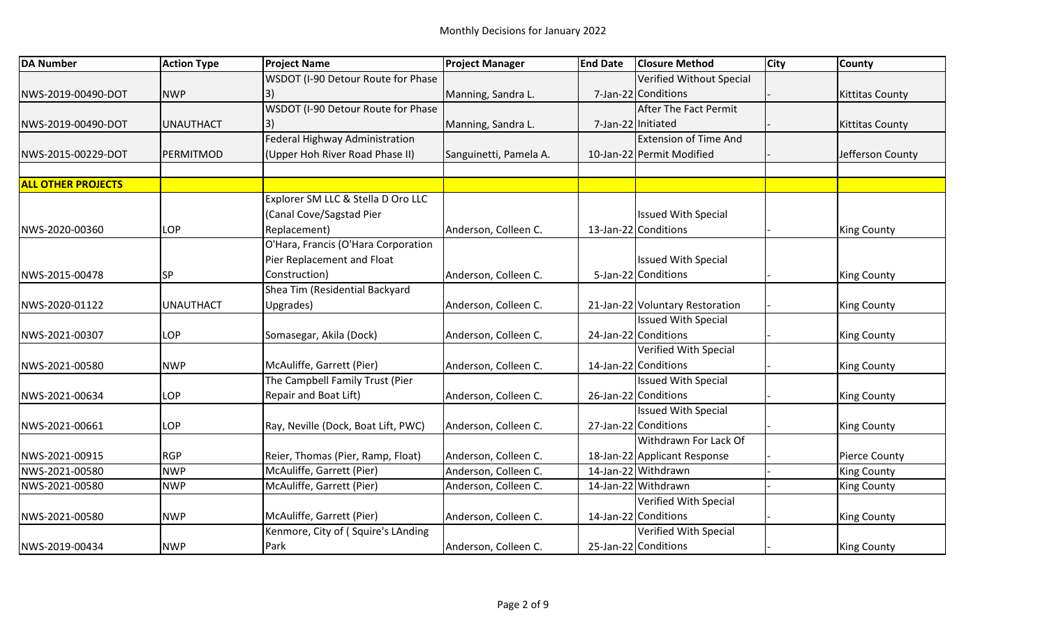# Monthly Decisions for January 2022

| DA Number | Action Type | Project Name | Project Manager | End Date | Closure Method | City | County |
|---|---|---|---|---|---|---|---|
| NWS-2019-00490-DOT | NWP | WSDOT (I-90 Detour Route for Phase 3) | Manning, Sandra L. | 7-Jan-22 | Verified Without Special Conditions | - | Kittitas County |
| NWS-2019-00490-DOT | UNAUTHACT | WSDOT (I-90 Detour Route for Phase 3) | Manning, Sandra L. | 7-Jan-22 | After The Fact Permit Initiated | - | Kittitas County |
| NWS-2015-00229-DOT | PERMITMOD | Federal Highway Administration (Upper Hoh River Road Phase II) | Sanguinetti, Pamela A. | 10-Jan-22 | Extension of Time And Permit Modified | - | Jefferson County |
| | | | | | | | |
| **ALL OTHER PROJECTS** | | | | | | | |
| NWS-2020-00360 | LOP | Explorer SM LLC & Stella D Oro LLC (Canal Cove/Sagstad Pier Replacement) | Anderson, Colleen C. | 13-Jan-22 | Issued With Special Conditions | - | King County |
| NWS-2015-00478 | SP | O'Hara, Francis (O'Hara Corporation Pier Replacement and Float Construction) | Anderson, Colleen C. | 5-Jan-22 | Issued With Special Conditions | - | King County |
| NWS-2020-01122 | UNAUTHACT | Shea Tim (Residential Backyard Upgrades) | Anderson, Colleen C. | 21-Jan-22 | Voluntary Restoration | - | King County |
| NWS-2021-00307 | LOP | Somasegar, Akila (Dock) | Anderson, Colleen C. | 24-Jan-22 | Issued With Special Conditions | - | King County |
| NWS-2021-00580 | NWP | McAuliffe, Garrett (Pier) | Anderson, Colleen C. | 14-Jan-22 | Verified With Special Conditions | - | King County |
| NWS-2021-00634 | LOP | The Campbell Family Trust (Pier Repair and Boat Lift) | Anderson, Colleen C. | 26-Jan-22 | Issued With Special Conditions | - | King County |
| NWS-2021-00661 | LOP | Ray, Neville (Dock, Boat Lift, PWC) | Anderson, Colleen C. | 27-Jan-22 | Issued With Special Conditions | - | King County |
| NWS-2021-00915 | RGP | Reier, Thomas (Pier, Ramp, Float) | Anderson, Colleen C. | 18-Jan-22 | Withdrawn For Lack Of Applicant Response | - | Pierce County |
| NWS-2021-00580 | NWP | McAuliffe, Garrett (Pier) | Anderson, Colleen C. | 14-Jan-22 | Withdrawn | - | King County |
| NWS-2021-00580 | NWP | McAuliffe, Garrett (Pier) | Anderson, Colleen C. | 14-Jan-22 | Withdrawn | - | King County |
| NWS-2021-00580 | NWP | McAuliffe, Garrett (Pier) | Anderson, Colleen C. | 14-Jan-22 | Verified With Special Conditions | - | King County |
| NWS-2019-00434 | NWP | Kenmore, City of ( Squire's LAnding Park | Anderson, Colleen C. | 25-Jan-22 | Verified With Special Conditions | - | King County |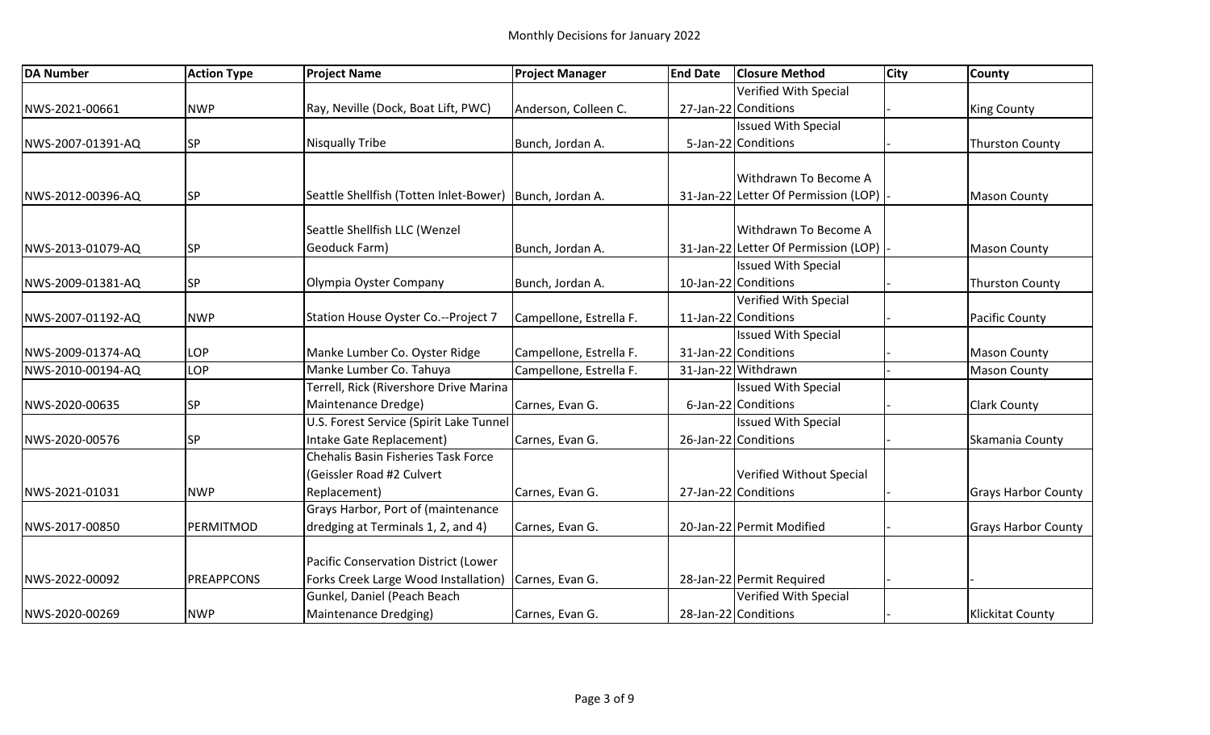Monthly Decisions for January 2022

| DA Number | Action Type | Project Name | Project Manager | End Date | Closure Method | City | County |
|---|---|---|---|---|---|---|---|
| NWS-2021-00661 | NWP | Ray, Neville (Dock, Boat Lift, PWC) | Anderson, Colleen C. | 27-Jan-22 | Verified With Special Conditions | - | King County |
| NWS-2007-01391-AQ | SP | Nisqually Tribe | Bunch, Jordan A. | 5-Jan-22 | Issued With Special Conditions | - | Thurston County |
| NWS-2012-00396-AQ | SP | Seattle Shellfish (Totten Inlet-Bower) | Bunch, Jordan A. | 31-Jan-22 | Withdrawn To Become A Letter Of Permission (LOP) | - | Mason County |
| NWS-2013-01079-AQ | SP | Seattle Shellfish LLC (Wenzel Geoduck Farm) | Bunch, Jordan A. | 31-Jan-22 | Withdrawn To Become A Letter Of Permission (LOP) | - | Mason County |
| NWS-2009-01381-AQ | SP | Olympia Oyster Company | Bunch, Jordan A. | 10-Jan-22 | Issued With Special Conditions | - | Thurston County |
| NWS-2007-01192-AQ | NWP | Station House Oyster Co.--Project 7 | Campellone, Estrella F. | 11-Jan-22 | Verified With Special Conditions | - | Pacific County |
| NWS-2009-01374-AQ | LOP | Manke Lumber Co. Oyster Ridge | Campellone, Estrella F. | 31-Jan-22 | Issued With Special Conditions | - | Mason County |
| NWS-2010-00194-AQ | LOP | Manke Lumber Co. Tahuya | Campellone, Estrella F. | 31-Jan-22 | Withdrawn | - | Mason County |
| NWS-2020-00635 | SP | Terrell, Rick (Rivershore Drive Marina Maintenance Dredge) | Carnes, Evan G. | 6-Jan-22 | Issued With Special Conditions | - | Clark County |
| NWS-2020-00576 | SP | U.S. Forest Service (Spirit Lake Tunnel Intake Gate Replacement) | Carnes, Evan G. | 26-Jan-22 | Issued With Special Conditions | - | Skamania County |
| NWS-2021-01031 | NWP | Chehalis Basin Fisheries Task Force (Geissler Road #2 Culvert Replacement) | Carnes, Evan G. | 27-Jan-22 | Verified Without Special Conditions | - | Grays Harbor County |
| NWS-2017-00850 | PERMITMOD | Grays Harbor, Port of (maintenance dredging at Terminals 1, 2, and 4) | Carnes, Evan G. | 20-Jan-22 | Permit Modified | - | Grays Harbor County |
| NWS-2022-00092 | PREAPPCONS | Pacific Conservation District (Lower Forks Creek Large Wood Installation) | Carnes, Evan G. | 28-Jan-22 | Permit Required | - | - |
| NWS-2020-00269 | NWP | Gunkel, Daniel (Peach Beach Maintenance Dredging) | Carnes, Evan G. | 28-Jan-22 | Verified With Special Conditions | - | Klickitat County |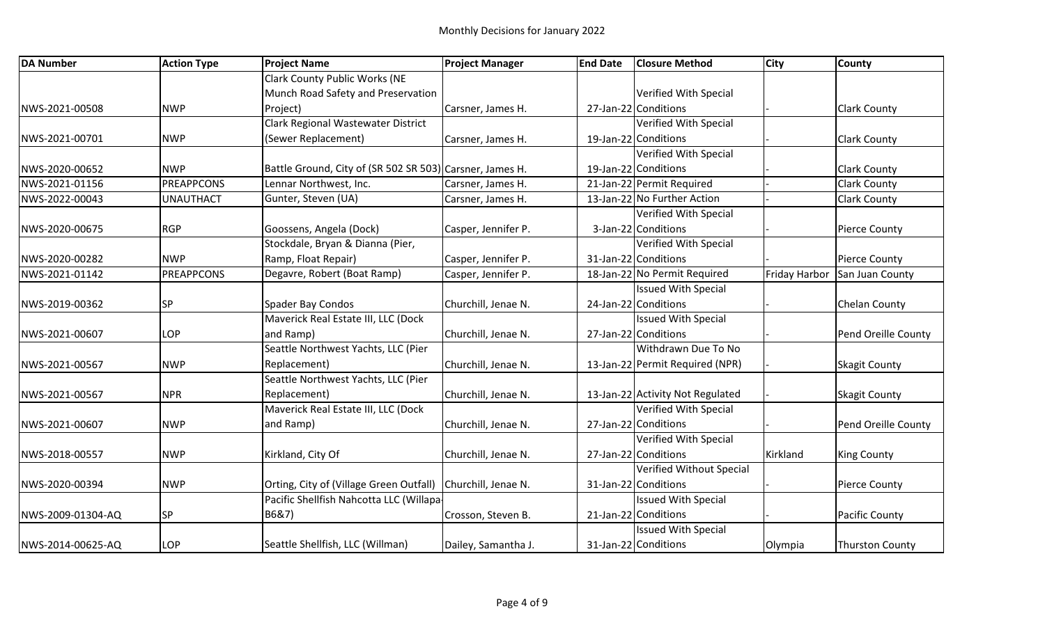# Monthly Decisions for January 2022

| DA Number | Action Type | Project Name | Project Manager | End Date | Closure Method | City | County |
|---|---|---|---|---|---|---|---|
| NWS-2021-00508 | NWP | Clark County Public Works (NE Munch Road Safety and Preservation Project) | Carsner, James H. | 27-Jan-22 | Verified With Special Conditions | - | Clark County |
| NWS-2021-00701 | NWP | Clark Regional Wastewater District (Sewer Replacement) | Carsner, James H. | 19-Jan-22 | Verified With Special Conditions | - | Clark County |
| NWS-2020-00652 | NWP | Battle Ground, City of (SR 502 SR 503) | Carsner, James H. | 19-Jan-22 | Verified With Special Conditions | - | Clark County |
| NWS-2021-01156 | PREAPPCONS | Lennar Northwest, Inc. | Carsner, James H. | 21-Jan-22 | Permit Required | - | Clark County |
| NWS-2022-00043 | UNAUTHACT | Gunter, Steven (UA) | Carsner, James H. | 13-Jan-22 | No Further Action | - | Clark County |
| NWS-2020-00675 | RGP | Goossens, Angela (Dock) | Casper, Jennifer P. | 3-Jan-22 | Verified With Special Conditions | - | Pierce County |
| NWS-2020-00282 | NWP | Stockdale, Bryan & Dianna (Pier, Ramp, Float Repair) | Casper, Jennifer P. | 31-Jan-22 | Verified With Special Conditions | - | Pierce County |
| NWS-2021-01142 | PREAPPCONS | Degavre, Robert (Boat Ramp) | Casper, Jennifer P. | 18-Jan-22 | No Permit Required | Friday Harbor | San Juan County |
| NWS-2019-00362 | SP | Spader Bay Condos | Churchill, Jenae N. | 24-Jan-22 | Issued With Special Conditions | - | Chelan County |
| NWS-2021-00607 | LOP | Maverick Real Estate III, LLC (Dock and Ramp) | Churchill, Jenae N. | 27-Jan-22 | Issued With Special Conditions | - | Pend Oreille County |
| NWS-2021-00567 | NWP | Seattle Northwest Yachts, LLC (Pier Replacement) | Churchill, Jenae N. | 13-Jan-22 | Withdrawn Due To No Permit Required (NPR) | - | Skagit County |
| NWS-2021-00567 | NPR | Seattle Northwest Yachts, LLC (Pier Replacement) | Churchill, Jenae N. | 13-Jan-22 | Activity Not Regulated | - | Skagit County |
| NWS-2021-00607 | NWP | Maverick Real Estate III, LLC (Dock and Ramp) | Churchill, Jenae N. | 27-Jan-22 | Verified With Special Conditions | - | Pend Oreille County |
| NWS-2018-00557 | NWP | Kirkland, City Of | Churchill, Jenae N. | 27-Jan-22 | Verified With Special Conditions | Kirkland | King County |
| NWS-2020-00394 | NWP | Orting, City of (Village Green Outfall) | Churchill, Jenae N. | 31-Jan-22 | Verified Without Special Conditions | - | Pierce County |
| NWS-2009-01304-AQ | SP | Pacific Shellfish Nahcotta LLC (Willapa-B6&7) | Crosson, Steven B. | 21-Jan-22 | Issued With Special Conditions | - | Pacific County |
| NWS-2014-00625-AQ | LOP | Seattle Shellfish, LLC (Willman) | Dailey, Samantha J. | 31-Jan-22 | Issued With Special Conditions | Olympia | Thurston County |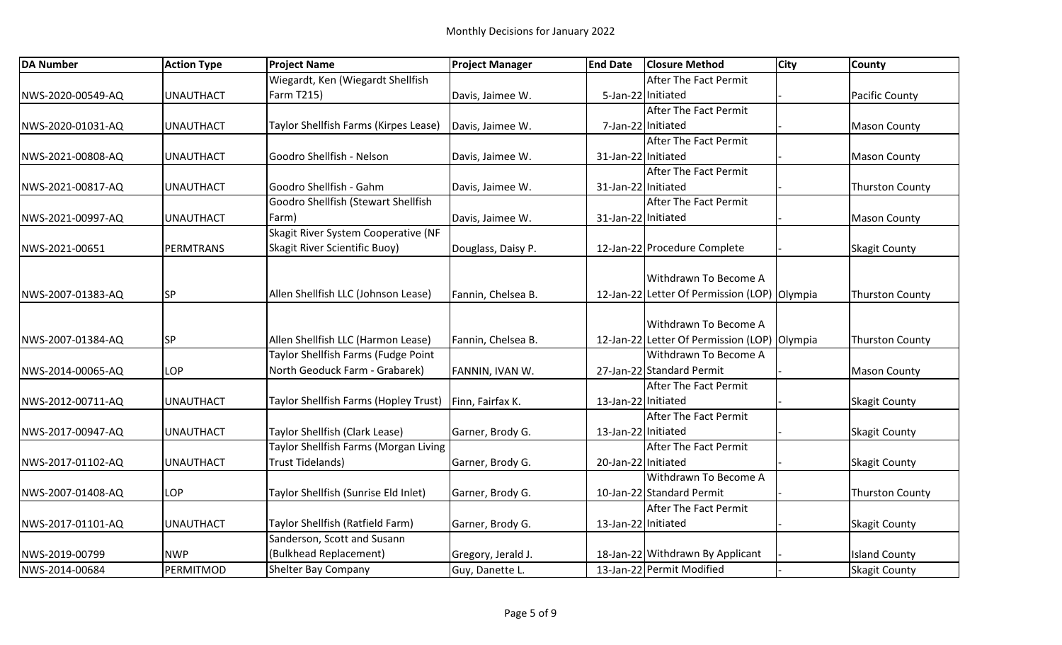# Monthly Decisions for January 2022

| DA Number | Action Type | Project Name | Project Manager | End Date | Closure Method | City | County |
|---|---|---|---|---|---|---|---|
| NWS-2020-00549-AQ | UNAUTHACT | Wiegardt, Ken (Wiegardt Shellfish Farm T215) | Davis, Jaimee W. | 5-Jan-22 | After The Fact Permit Initiated | - | Pacific County |
| NWS-2020-01031-AQ | UNAUTHACT | Taylor Shellfish Farms (Kirpes Lease) | Davis, Jaimee W. | 7-Jan-22 | After The Fact Permit Initiated | - | Mason County |
| NWS-2021-00808-AQ | UNAUTHACT | Goodro Shellfish - Nelson | Davis, Jaimee W. | 31-Jan-22 | After The Fact Permit Initiated | - | Mason County |
| NWS-2021-00817-AQ | UNAUTHACT | Goodro Shellfish - Gahm | Davis, Jaimee W. | 31-Jan-22 | After The Fact Permit Initiated | - | Thurston County |
| NWS-2021-00997-AQ | UNAUTHACT | Goodro Shellfish (Stewart Shellfish Farm) | Davis, Jaimee W. | 31-Jan-22 | After The Fact Permit Initiated | - | Mason County |
| NWS-2021-00651 | PERMTRANS | Skagit River System Cooperative (NF Skagit River Scientific Buoy) | Douglass, Daisy P. | 12-Jan-22 | Procedure Complete | - | Skagit County |
| NWS-2007-01383-AQ | SP | Allen Shellfish LLC (Johnson Lease) | Fannin, Chelsea B. | 12-Jan-22 | Withdrawn To Become A Letter Of Permission (LOP) | Olympia | Thurston County |
| NWS-2007-01384-AQ | SP | Allen Shellfish LLC (Harmon Lease) | Fannin, Chelsea B. | 12-Jan-22 | Withdrawn To Become A Letter Of Permission (LOP) | Olympia | Thurston County |
| NWS-2014-00065-AQ | LOP | Taylor Shellfish Farms (Fudge Point North Geoduck Farm - Grabarek) | FANNIN, IVAN W. | 27-Jan-22 | Withdrawn To Become A Standard Permit | - | Mason County |
| NWS-2012-00711-AQ | UNAUTHACT | Taylor Shellfish Farms (Hopley Trust) | Finn, Fairfax K. | 13-Jan-22 | After The Fact Permit Initiated | - | Skagit County |
| NWS-2017-00947-AQ | UNAUTHACT | Taylor Shellfish (Clark Lease) | Garner, Brody G. | 13-Jan-22 | After The Fact Permit Initiated | - | Skagit County |
| NWS-2017-01102-AQ | UNAUTHACT | Taylor Shellfish Farms (Morgan Living Trust Tidelands) | Garner, Brody G. | 20-Jan-22 | After The Fact Permit Initiated | - | Skagit County |
| NWS-2007-01408-AQ | LOP | Taylor Shellfish (Sunrise Eld Inlet) | Garner, Brody G. | 10-Jan-22 | Withdrawn To Become A Standard Permit | - | Thurston County |
| NWS-2017-01101-AQ | UNAUTHACT | Taylor Shellfish (Ratfield Farm) | Garner, Brody G. | 13-Jan-22 | After The Fact Permit Initiated | - | Skagit County |
| NWS-2019-00799 | NWP | Sanderson, Scott and Susann (Bulkhead Replacement) | Gregory, Jerald J. | 18-Jan-22 | Withdrawn By Applicant | - | Island County |
| NWS-2014-00684 | PERMITMOD | Shelter Bay Company | Guy, Danette L. | 13-Jan-22 | Permit Modified | - | Skagit County |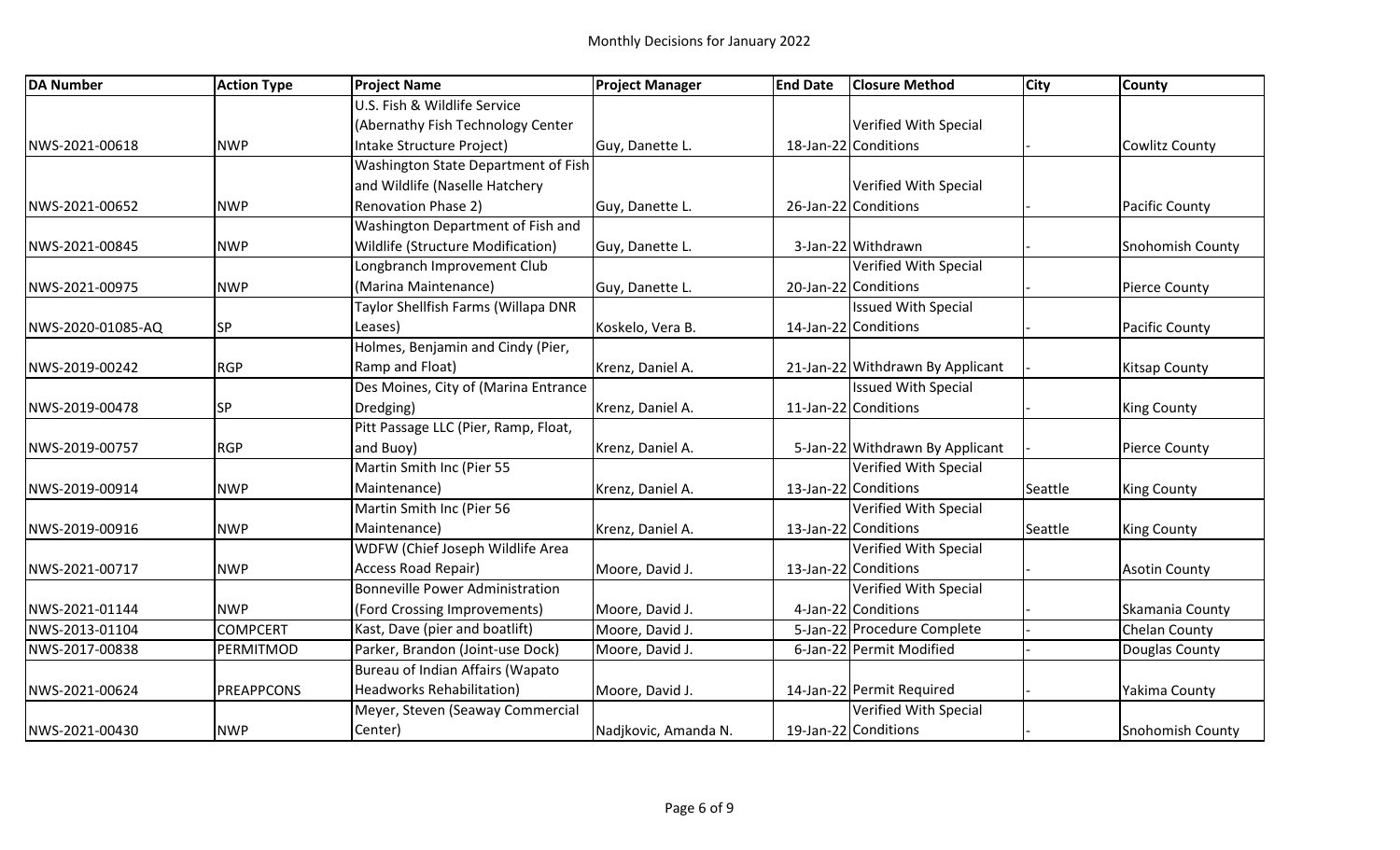# Monthly Decisions for January 2022

| DA Number | Action Type | Project Name | Project Manager | End Date | Closure Method | City | County |
|---|---|---|---|---|---|---|---|
| NWS-2021-00618 | NWP | U.S. Fish & Wildlife Service (Abernathy Fish Technology Center Intake Structure Project) | Guy, Danette L. | 18-Jan-22 | Verified With Special Conditions | - | Cowlitz County |
| NWS-2021-00652 | NWP | Washington State Department of Fish and Wildlife (Naselle Hatchery Renovation Phase 2) | Guy, Danette L. | 26-Jan-22 | Verified With Special Conditions | - | Pacific County |
| NWS-2021-00845 | NWP | Washington Department of Fish and Wildlife (Structure Modification) | Guy, Danette L. | 3-Jan-22 | Withdrawn | - | Snohomish County |
| NWS-2021-00975 | NWP | Longbranch Improvement Club (Marina Maintenance) | Guy, Danette L. | 20-Jan-22 | Verified With Special Conditions | - | Pierce County |
| NWS-2020-01085-AQ | SP | Taylor Shellfish Farms (Willapa DNR Leases) | Koskelo, Vera B. | 14-Jan-22 | Issued With Special Conditions | - | Pacific County |
| NWS-2019-00242 | RGP | Holmes, Benjamin and Cindy (Pier, Ramp and Float) | Krenz, Daniel A. | 21-Jan-22 | Withdrawn By Applicant | - | Kitsap County |
| NWS-2019-00478 | SP | Des Moines, City of (Marina Entrance Dredging) | Krenz, Daniel A. | 11-Jan-22 | Issued With Special Conditions | - | King County |
| NWS-2019-00757 | RGP | Pitt Passage LLC (Pier, Ramp, Float, and Buoy) | Krenz, Daniel A. | 5-Jan-22 | Withdrawn By Applicant | - | Pierce County |
| NWS-2019-00914 | NWP | Martin Smith Inc (Pier 55 Maintenance) | Krenz, Daniel A. | 13-Jan-22 | Verified With Special Conditions | Seattle | King County |
| NWS-2019-00916 | NWP | Martin Smith Inc (Pier 56 Maintenance) | Krenz, Daniel A. | 13-Jan-22 | Verified With Special Conditions | Seattle | King County |
| NWS-2021-00717 | NWP | WDFW (Chief Joseph Wildlife Area Access Road Repair) | Moore, David J. | 13-Jan-22 | Verified With Special Conditions | - | Asotin County |
| NWS-2021-01144 | NWP | Bonneville Power Administration (Ford Crossing Improvements) | Moore, David J. | 4-Jan-22 | Verified With Special Conditions | - | Skamania County |
| NWS-2013-01104 | COMPCERT | Kast, Dave (pier and boatlift) | Moore, David J. | 5-Jan-22 | Procedure Complete | - | Chelan County |
| NWS-2017-00838 | PERMITMOD | Parker, Brandon (Joint-use Dock) | Moore, David J. | 6-Jan-22 | Permit Modified | - | Douglas County |
| NWS-2021-00624 | PREAPPCONS | Bureau of Indian Affairs (Wapato Headworks Rehabilitation) | Moore, David J. | 14-Jan-22 | Permit Required | - | Yakima County |
| NWS-2021-00430 | NWP | Meyer, Steven (Seaway Commercial Center) | Nadjkovic, Amanda N. | 19-Jan-22 | Verified With Special Conditions | - | Snohomish County |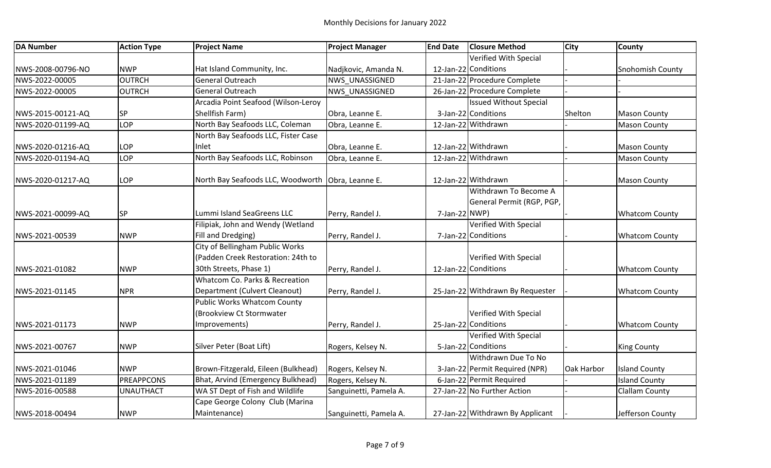# Monthly Decisions for January 2022

| DA Number | Action Type | Project Name | Project Manager | End Date | Closure Method | City | County |
|---|---|---|---|---|---|---|---|
| NWS-2008-00796-NO | NWP | Hat Island Community, Inc. | Nadjkovic, Amanda N. | 12-Jan-22 | Verified With Special Conditions | - | Snohomish County |
| NWS-2022-00005 | OUTRCH | General Outreach | NWS_UNASSIGNED | 21-Jan-22 | Procedure Complete | - | - |
| NWS-2022-00005 | OUTRCH | General Outreach | NWS_UNASSIGNED | 26-Jan-22 | Procedure Complete | - | - |
| NWS-2015-00121-AQ | SP | Arcadia Point Seafood (Wilson-Leroy Shellfish Farm) | Obra, Leanne E. | 3-Jan-22 | Issued Without Special Conditions | Shelton | Mason County |
| NWS-2020-01199-AQ | LOP | North Bay Seafoods LLC, Coleman | Obra, Leanne E. | 12-Jan-22 | Withdrawn | - | Mason County |
| NWS-2020-01216-AQ | LOP | North Bay Seafoods LLC, Fister Case Inlet | Obra, Leanne E. | 12-Jan-22 | Withdrawn | - | Mason County |
| NWS-2020-01194-AQ | LOP | North Bay Seafoods LLC, Robinson | Obra, Leanne E. | 12-Jan-22 | Withdrawn | - | Mason County |
| NWS-2020-01217-AQ | LOP | North Bay Seafoods LLC, Woodworth | Obra, Leanne E. | 12-Jan-22 | Withdrawn | - | Mason County |
| NWS-2021-00099-AQ | SP | Lummi Island SeaGreens LLC | Perry, Randel J. | 7-Jan-22 | Withdrawn To Become A General Permit (RGP, PGP, NWP) | - | Whatcom County |
| NWS-2021-00539 | NWP | Filipiak, John and Wendy (Wetland Fill and Dredging) | Perry, Randel J. | 7-Jan-22 | Verified With Special Conditions | - | Whatcom County |
| NWS-2021-01082 | NWP | City of Bellingham Public Works (Padden Creek Restoration: 24th to 30th Streets, Phase 1) | Perry, Randel J. | 12-Jan-22 | Verified With Special Conditions | - | Whatcom County |
| NWS-2021-01145 | NPR | Whatcom Co. Parks & Recreation Department (Culvert Cleanout) | Perry, Randel J. | 25-Jan-22 | Withdrawn By Requester | - | Whatcom County |
| NWS-2021-01173 | NWP | Public Works Whatcom County (Brookview Ct Stormwater Improvements) | Perry, Randel J. | 25-Jan-22 | Verified With Special Conditions | - | Whatcom County |
| NWS-2021-00767 | NWP | Silver Peter (Boat Lift) | Rogers, Kelsey N. | 5-Jan-22 | Verified With Special Conditions | - | King County |
| NWS-2021-01046 | NWP | Brown-Fitzgerald, Eileen (Bulkhead) | Rogers, Kelsey N. | 3-Jan-22 | Withdrawn Due To No Permit Required (NPR) | Oak Harbor | Island County |
| NWS-2021-01189 | PREAPPCONS | Bhat, Arvind (Emergency Bulkhead) | Rogers, Kelsey N. | 6-Jan-22 | Permit Required | - | Island County |
| NWS-2016-00588 | UNAUTHACT | WA ST Dept of Fish and Wildlife | Sanguinetti, Pamela A. | 27-Jan-22 | No Further Action | - | Clallam County |
| NWS-2018-00494 | NWP | Cape George Colony Club (Marina Maintenance) | Sanguinetti, Pamela A. | 27-Jan-22 | Withdrawn By Applicant | - | Jefferson County |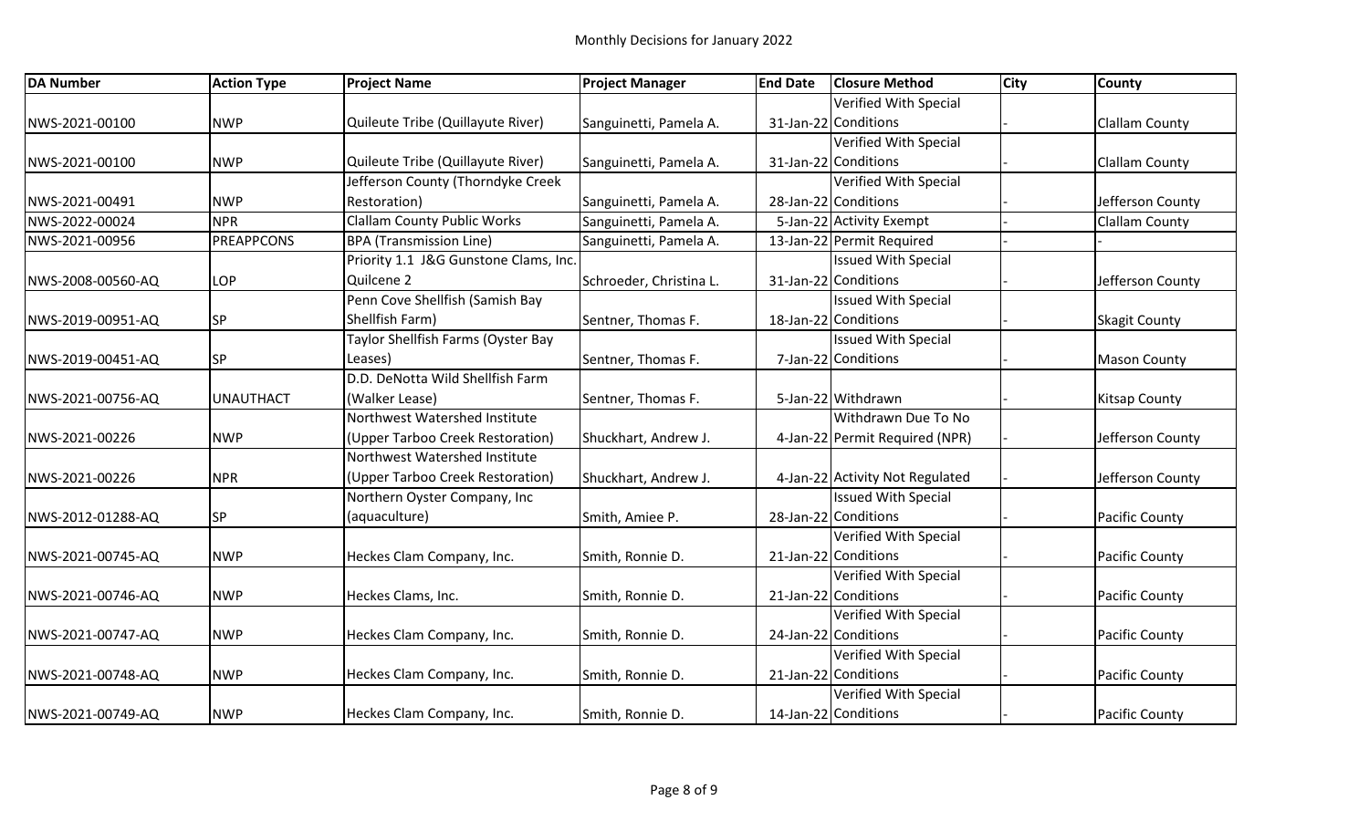Monthly Decisions for January 2022

| DA Number | Action Type | Project Name | Project Manager | End Date | Closure Method | City | County |
|---|---|---|---|---|---|---|---|
| NWS-2021-00100 | NWP | Quileute Tribe (Quillayute River) | Sanguinetti, Pamela A. | 31-Jan-22 | Verified With Special Conditions | - | Clallam County |
| NWS-2021-00100 | NWP | Quileute Tribe (Quillayute River) | Sanguinetti, Pamela A. | 31-Jan-22 | Verified With Special Conditions | - | Clallam County |
| NWS-2021-00491 | NWP | Jefferson County (Thorndyke Creek Restoration) | Sanguinetti, Pamela A. | 28-Jan-22 | Verified With Special Conditions | - | Jefferson County |
| NWS-2022-00024 | NPR | Clallam County Public Works | Sanguinetti, Pamela A. | 5-Jan-22 | Activity Exempt | - | Clallam County |
| NWS-2021-00956 | PREAPPCONS | BPA (Transmission Line) | Sanguinetti, Pamela A. | 13-Jan-22 | Permit Required | - | - |
| NWS-2008-00560-AQ | LOP | Priority 1.1 J&G Gunstone Clams, Inc. Quilcene 2 | Schroeder, Christina L. | 31-Jan-22 | Issued With Special Conditions | - | Jefferson County |
| NWS-2019-00951-AQ | SP | Penn Cove Shellfish (Samish Bay Shellfish Farm) | Sentner, Thomas F. | 18-Jan-22 | Issued With Special Conditions | - | Skagit County |
| NWS-2019-00451-AQ | SP | Taylor Shellfish Farms (Oyster Bay Leases) | Sentner, Thomas F. | 7-Jan-22 | Issued With Special Conditions | - | Mason County |
| NWS-2021-00756-AQ | UNAUTHACT | D.D. DeNotta Wild Shellfish Farm (Walker Lease) | Sentner, Thomas F. | 5-Jan-22 | Withdrawn | - | Kitsap County |
| NWS-2021-00226 | NWP | Northwest Watershed Institute (Upper Tarboo Creek Restoration) | Shuckhart, Andrew J. | 4-Jan-22 | Withdrawn Due To No Permit Required (NPR) | - | Jefferson County |
| NWS-2021-00226 | NPR | Northwest Watershed Institute (Upper Tarboo Creek Restoration) | Shuckhart, Andrew J. | 4-Jan-22 | Activity Not Regulated | - | Jefferson County |
| NWS-2012-01288-AQ | SP | Northern Oyster Company, Inc (aquaculture) | Smith, Amiee P. | 28-Jan-22 | Issued With Special Conditions | - | Pacific County |
| NWS-2021-00745-AQ | NWP | Heckes Clam Company, Inc. | Smith, Ronnie D. | 21-Jan-22 | Verified With Special Conditions | - | Pacific County |
| NWS-2021-00746-AQ | NWP | Heckes Clams, Inc. | Smith, Ronnie D. | 21-Jan-22 | Verified With Special Conditions | - | Pacific County |
| NWS-2021-00747-AQ | NWP | Heckes Clam Company, Inc. | Smith, Ronnie D. | 24-Jan-22 | Verified With Special Conditions | - | Pacific County |
| NWS-2021-00748-AQ | NWP | Heckes Clam Company, Inc. | Smith, Ronnie D. | 21-Jan-22 | Verified With Special Conditions | - | Pacific County |
| NWS-2021-00749-AQ | NWP | Heckes Clam Company, Inc. | Smith, Ronnie D. | 14-Jan-22 | Verified With Special Conditions | - | Pacific County |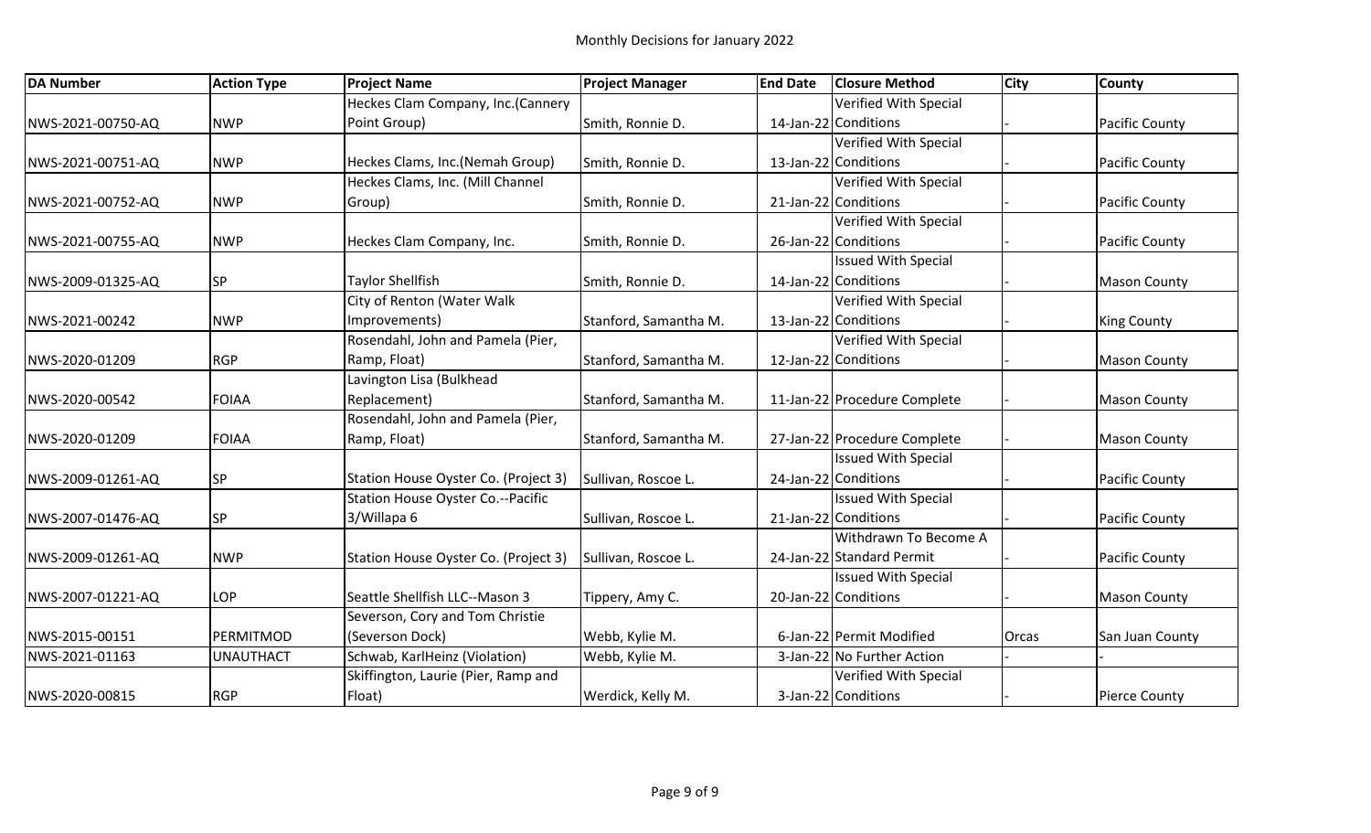Monthly Decisions for January 2022

| DA Number | Action Type | Project Name | Project Manager | End Date | Closure Method | City | County |
|---|---|---|---|---|---|---|---|
| NWS-2021-00750-AQ | NWP | Heckes Clam Company, Inc.(Cannery Point Group) | Smith, Ronnie D. | 14-Jan-22 | Verified With Special Conditions | - | Pacific County |
| NWS-2021-00751-AQ | NWP | Heckes Clams, Inc.(Nemah Group) | Smith, Ronnie D. | 13-Jan-22 | Verified With Special Conditions | - | Pacific County |
| NWS-2021-00752-AQ | NWP | Heckes Clams, Inc. (Mill Channel Group) | Smith, Ronnie D. | 21-Jan-22 | Verified With Special Conditions | - | Pacific County |
| NWS-2021-00755-AQ | NWP | Heckes Clam Company, Inc. | Smith, Ronnie D. | 26-Jan-22 | Verified With Special Conditions | - | Pacific County |
| NWS-2009-01325-AQ | SP | Taylor Shellfish | Smith, Ronnie D. | 14-Jan-22 | Issued With Special Conditions | - | Mason County |
| NWS-2021-00242 | NWP | City of Renton (Water Walk Improvements) | Stanford, Samantha M. | 13-Jan-22 | Verified With Special Conditions | - | King County |
| NWS-2020-01209 | RGP | Rosendahl, John and Pamela (Pier, Ramp, Float) | Stanford, Samantha M. | 12-Jan-22 | Verified With Special Conditions | - | Mason County |
| NWS-2020-00542 | FOIAA | Lavington Lisa (Bulkhead Replacement) | Stanford, Samantha M. | 11-Jan-22 | Procedure Complete | - | Mason County |
| NWS-2020-01209 | FOIAA | Rosendahl, John and Pamela (Pier, Ramp, Float) | Stanford, Samantha M. | 27-Jan-22 | Procedure Complete | - | Mason County |
| NWS-2009-01261-AQ | SP | Station House Oyster Co. (Project 3) | Sullivan, Roscoe L. | 24-Jan-22 | Issued With Special Conditions | - | Pacific County |
| NWS-2007-01476-AQ | SP | Station House Oyster Co.--Pacific 3/Willapa 6 | Sullivan, Roscoe L. | 21-Jan-22 | Issued With Special Conditions | - | Pacific County |
| NWS-2009-01261-AQ | NWP | Station House Oyster Co. (Project 3) | Sullivan, Roscoe L. | 24-Jan-22 | Withdrawn To Become A Standard Permit | - | Pacific County |
| NWS-2007-01221-AQ | LOP | Seattle Shellfish LLC--Mason 3 | Tippery, Amy C. | 20-Jan-22 | Issued With Special Conditions | - | Mason County |
| NWS-2015-00151 | PERMITMOD | Severson, Cory and Tom Christie (Severson Dock) | Webb, Kylie M. | 6-Jan-22 | Permit Modified | Orcas | San Juan County |
| NWS-2021-01163 | UNAUTHACT | Schwab, KarlHeinz (Violation) | Webb, Kylie M. | 3-Jan-22 | No Further Action | - | - |
| NWS-2020-00815 | RGP | Skiffington, Laurie (Pier, Ramp and Float) | Werdick, Kelly M. | 3-Jan-22 | Verified With Special Conditions | - | Pierce County |